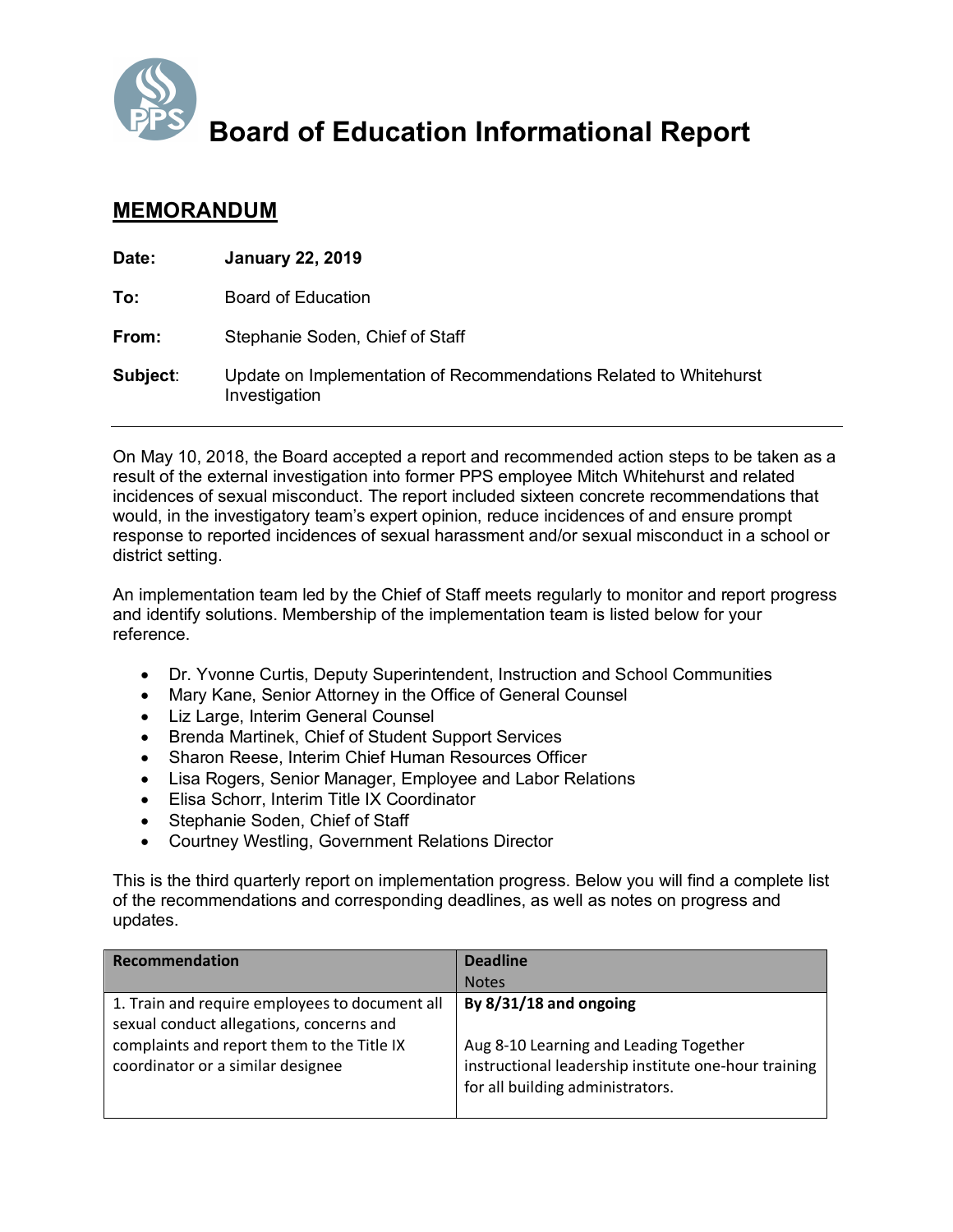# Board of Education Informational Report

## MEMORANDUM

**Date:** **January 22, 2019**

**To:** Board of Education

**From:** Stephanie Soden, Chief of Staff

**Subject:** Update on Implementation of Recommendations Related to Whitehurst Investigation

---

On May 10, 2018, the Board accepted a report and recommended action steps to be taken as a result of the external investigation into former PPS employee Mitch Whitehurst and related incidences of sexual misconduct. The report included sixteen concrete recommendations that would, in the investigatory team's expert opinion, reduce incidences of and ensure prompt response to reported incidences of sexual harassment and/or sexual misconduct in a school or district setting.

An implementation team led by the Chief of Staff meets regularly to monitor and report progress and identify solutions. Membership of the implementation team is listed below for your reference.

- Dr. Yvonne Curtis, Deputy Superintendent, Instruction and School Communities
- Mary Kane, Senior Attorney in the Office of General Counsel
- Liz Large, Interim General Counsel
- Brenda Martinek, Chief of Student Support Services
- Sharon Reese, Interim Chief Human Resources Officer
- Lisa Rogers, Senior Manager, Employee and Labor Relations
- Elisa Schorr, Interim Title IX Coordinator
- Stephanie Soden, Chief of Staff
- Courtney Westling, Government Relations Director

This is the third quarterly report on implementation progress. Below you will find a complete list of the recommendations and corresponding deadlines, as well as notes on progress and updates.

| Recommendation | Deadline<br>Notes |
| --- | --- |
| 1. Train and require employees to document all sexual conduct allegations, concerns and complaints and report them to the Title IX coordinator or a similar designee | **By 8/31/18 and ongoing**<br><br>Aug 8-10 Learning and Leading Together instructional leadership institute one-hour training for all building administrators. |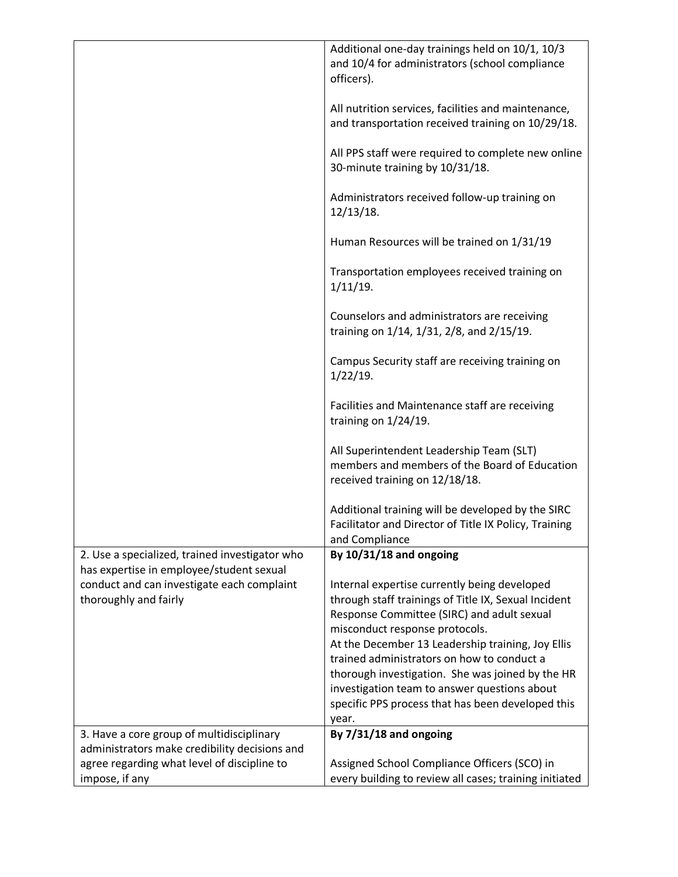| | |
|---|---|
| | Additional one-day trainings held on 10/1, 10/3 and 10/4 for administrators (school compliance officers).<br><br>All nutrition services, facilities and maintenance, and transportation received training on 10/29/18.<br><br>All PPS staff were required to complete new online 30-minute training by 10/31/18.<br><br>Administrators received follow-up training on 12/13/18.<br><br>Human Resources will be trained on 1/31/19<br><br>Transportation employees received training on 1/11/19.<br><br>Counselors and administrators are receiving training on 1/14, 1/31, 2/8, and 2/15/19.<br><br>Campus Security staff are receiving training on 1/22/19.<br><br>Facilities and Maintenance staff are receiving training on 1/24/19.<br><br>All Superintendent Leadership Team (SLT) members and members of the Board of Education received training on 12/18/18.<br><br>Additional training will be developed by the SIRC Facilitator and Director of Title IX Policy, Training and Compliance |
| 2. Use a specialized, trained investigator who has expertise in employee/student sexual conduct and can investigate each complaint thoroughly and fairly | **By 10/31/18 and ongoing**<br><br>Internal expertise currently being developed through staff trainings of Title IX, Sexual Incident Response Committee (SIRC) and adult sexual misconduct response protocols.<br>At the December 13 Leadership training, Joy Ellis trained administrators on how to conduct a thorough investigation. She was joined by the HR investigation team to answer questions about specific PPS process that has been developed this year. |
| 3. Have a core group of multidisciplinary administrators make credibility decisions and agree regarding what level of discipline to impose, if any | **By 7/31/18 and ongoing**<br><br>Assigned School Compliance Officers (SCO) in every building to review all cases; training initiated |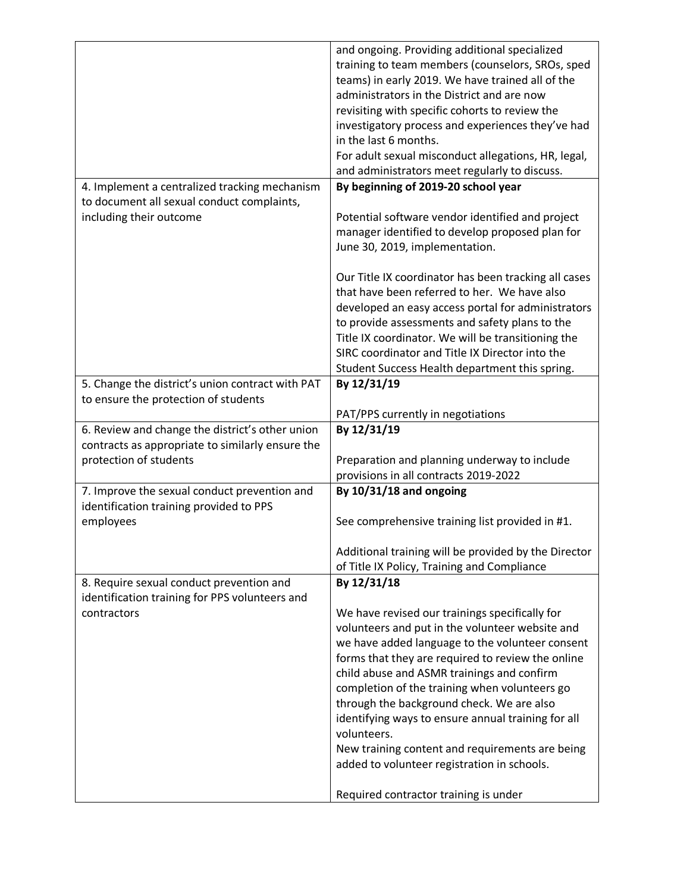|  |  |
|---|---|
|  | and ongoing. Providing additional specialized training to team members (counselors, SROs, sped teams) in early 2019. We have trained all of the administrators in the District and are now revisiting with specific cohorts to review the investigatory process and experiences they've had in the last 6 months.<br>For adult sexual misconduct allegations, HR, legal, and administrators meet regularly to discuss. |
| 4. Implement a centralized tracking mechanism to document all sexual conduct complaints, including their outcome | **By beginning of 2019-20 school year**<br><br>Potential software vendor identified and project manager identified to develop proposed plan for June 30, 2019, implementation.<br><br>Our Title IX coordinator has been tracking all cases that have been referred to her. We have also developed an easy access portal for administrators to provide assessments and safety plans to the Title IX coordinator. We will be transitioning the SIRC coordinator and Title IX Director into the Student Success Health department this spring. |
| 5. Change the district's union contract with PAT to ensure the protection of students | **By 12/31/19**<br><br>PAT/PPS currently in negotiations |
| 6. Review and change the district's other union contracts as appropriate to similarly ensure the protection of students | **By 12/31/19**<br><br>Preparation and planning underway to include provisions in all contracts 2019-2022 |
| 7. Improve the sexual conduct prevention and identification training provided to PPS employees | **By 10/31/18 and ongoing**<br><br>See comprehensive training list provided in #1.<br><br>Additional training will be provided by the Director of Title IX Policy, Training and Compliance |
| 8. Require sexual conduct prevention and identification training for PPS volunteers and contractors | **By 12/31/18**<br><br>We have revised our trainings specifically for volunteers and put in the volunteer website and we have added language to the volunteer consent forms that they are required to review the online child abuse and ASMR trainings and confirm completion of the training when volunteers go through the background check. We are also identifying ways to ensure annual training for all volunteers.<br>New training content and requirements are being added to volunteer registration in schools.<br><br>Required contractor training is under |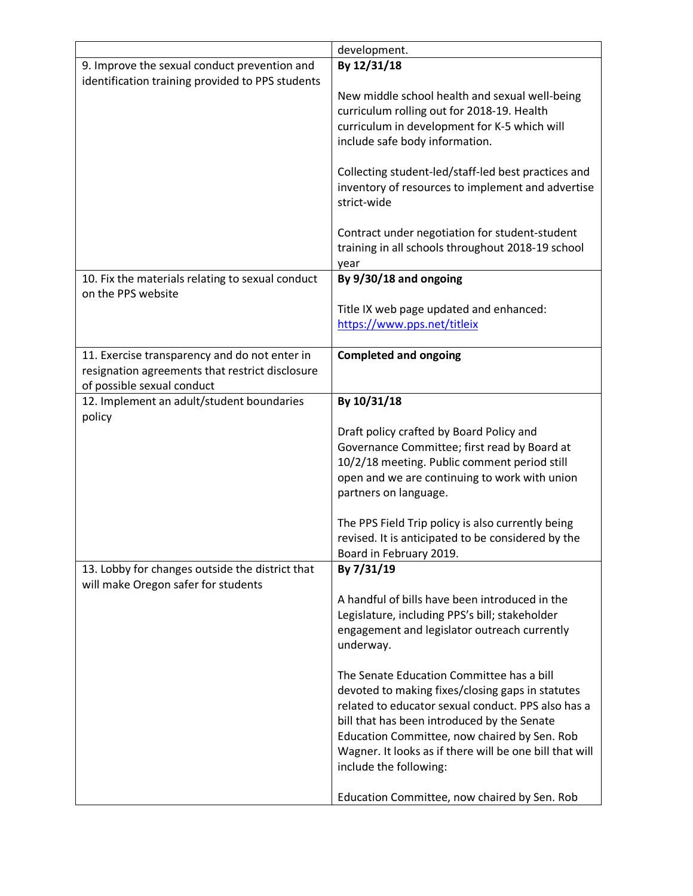| | |
|---|---|
| | development. |
| 9. Improve the sexual conduct prevention and identification training provided to PPS students | **By 12/31/18**<br><br>New middle school health and sexual well-being curriculum rolling out for 2018-19. Health curriculum in development for K-5 which will include safe body information.<br><br>Collecting student-led/staff-led best practices and inventory of resources to implement and advertise strict-wide<br><br>Contract under negotiation for student-student training in all schools throughout 2018-19 school year |
| 10. Fix the materials relating to sexual conduct on the PPS website | **By 9/30/18 and ongoing**<br><br>Title IX web page updated and enhanced: [https://www.pps.net/titleix](https://www.pps.net/titleix) |
| 11. Exercise transparency and do not enter in resignation agreements that restrict disclosure of possible sexual conduct | **Completed and ongoing** |
| 12. Implement an adult/student boundaries policy | **By 10/31/18**<br><br>Draft policy crafted by Board Policy and Governance Committee; first read by Board at 10/2/18 meeting. Public comment period still open and we are continuing to work with union partners on language.<br><br>The PPS Field Trip policy is also currently being revised. It is anticipated to be considered by the Board in February 2019. |
| 13. Lobby for changes outside the district that will make Oregon safer for students | **By 7/31/19**<br><br>A handful of bills have been introduced in the Legislature, including PPS's bill; stakeholder engagement and legislator outreach currently underway.<br><br>The Senate Education Committee has a bill devoted to making fixes/closing gaps in statutes related to educator sexual conduct. PPS also has a bill that has been introduced by the Senate Education Committee, now chaired by Sen. Rob Wagner. It looks as if there will be one bill that will include the following:<br><br>Education Committee, now chaired by Sen. Rob |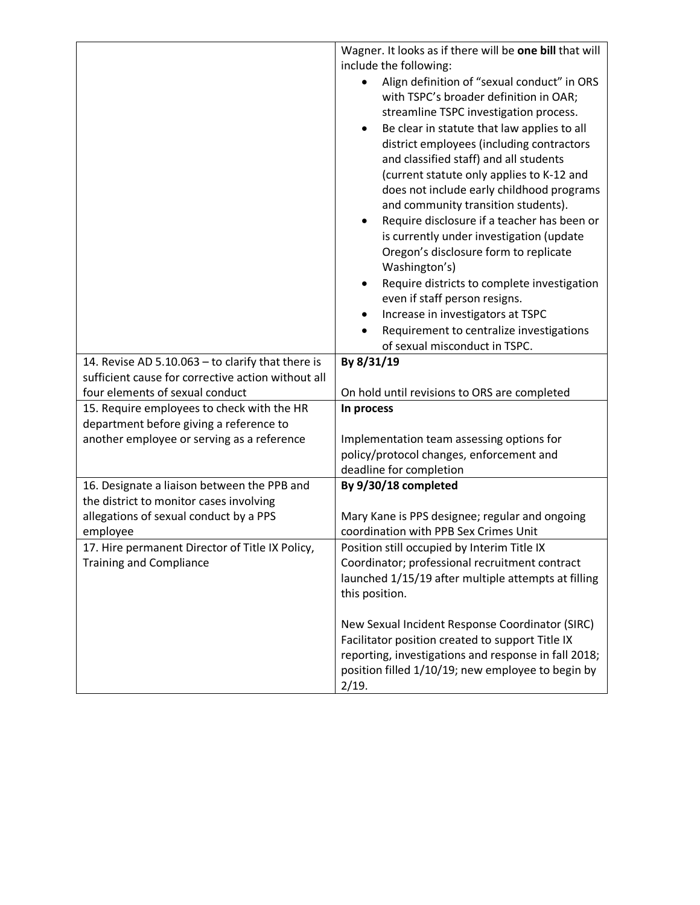| | |
|---|---|
| | Wagner. It looks as if there will be **one bill** that will include the following:<br>• Align definition of "sexual conduct" in ORS with TSPC's broader definition in OAR; streamline TSPC investigation process.<br>• Be clear in statute that law applies to all district employees (including contractors and classified staff) and all students (current statute only applies to K-12 and does not include early childhood programs and community transition students).<br>• Require disclosure if a teacher has been or is currently under investigation (update Oregon's disclosure form to replicate Washington's)<br>• Require districts to complete investigation even if staff person resigns.<br>• Increase in investigators at TSPC<br>• Requirement to centralize investigations of sexual misconduct in TSPC. |
| 14. Revise AD 5.10.063 – to clarify that there is sufficient cause for corrective action without all four elements of sexual conduct | **By 8/31/19**<br><br>On hold until revisions to ORS are completed |
| 15. Require employees to check with the HR department before giving a reference to another employee or serving as a reference | **In process**<br><br>Implementation team assessing options for policy/protocol changes, enforcement and deadline for completion |
| 16. Designate a liaison between the PPB and the district to monitor cases involving allegations of sexual conduct by a PPS employee | **By 9/30/18 completed**<br><br>Mary Kane is PPS designee; regular and ongoing coordination with PPB Sex Crimes Unit |
| 17. Hire permanent Director of Title IX Policy, Training and Compliance | Position still occupied by Interim Title IX Coordinator; professional recruitment contract launched 1/15/19 after multiple attempts at filling this position.<br><br>New Sexual Incident Response Coordinator (SIRC) Facilitator position created to support Title IX reporting, investigations and response in fall 2018; position filled 1/10/19; new employee to begin by 2/19. |